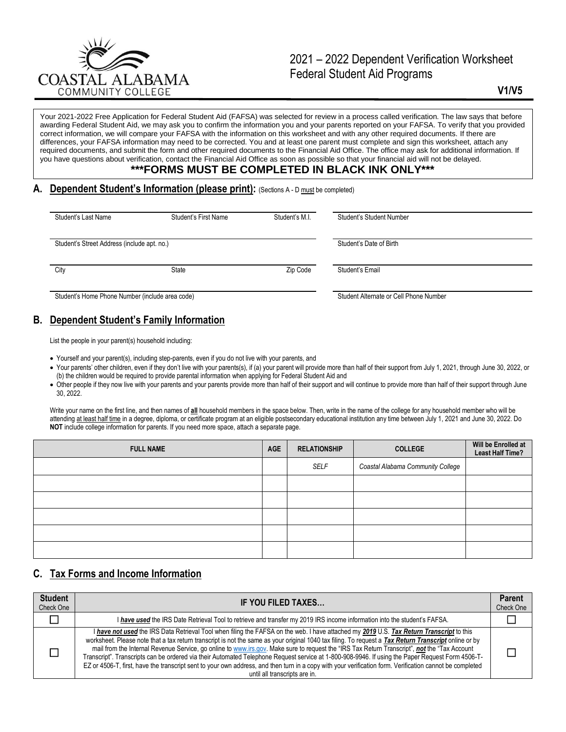COASTAL ALABAMA
COMMUNITY COLLEGE

# 2021 – 2022 Dependent Verification Worksheet
## Federal Student Aid Programs

**V1/V5**

Your 2021-2022 Free Application for Federal Student Aid (FAFSA) was selected for review in a process called verification. The law says that before awarding Federal Student Aid, we may ask you to confirm the information you and your parents reported on your FAFSA. To verify that you provided correct information, we will compare your FAFSA with the information on this worksheet and with any other required documents. If there are differences, your FAFSA information may need to be corrected. You and at least one parent must complete and sign this worksheet, attach any required documents, and submit the form and other required documents to the Financial Aid Office. The office may ask for additional information. If you have questions about verification, contact the Financial Aid Office as soon as possible so that your financial aid will not be delayed.

**\*\*\*FORMS MUST BE COMPLETED IN BLACK INK ONLY\*\*\***

## A. Dependent Student's Information (please print): (Sections A - D must be completed)

| | | | |
|---|---|---|---|
| Student's Last Name | Student's First Name | Student's M.I. | Student's Student Number |
| Student's Street Address (include apt. no.) | | | Student's Date of Birth |
| City | State | Zip Code | Student's Email |
| Student's Home Phone Number (include area code) | | | Student Alternate or Cell Phone Number |

## B. Dependent Student's Family Information

List the people in your parent(s) household including:

- Yourself and your parent(s), including step-parents, even if you do not live with your parents, and
- Your parents' other children, even if they don't live with your parents(s), if (a) your parent will provide more than half of their support from July 1, 2021, through June 30, 2022, or (b) the children would be required to provide parental information when applying for Federal Student Aid and
- Other people if they now live with your parents and your parents provide more than half of their support and will continue to provide more than half of their support through June 30, 2022.

Write your name on the first line, and then names of **all** household members in the space below. Then, write in the name of the college for any household member who will be attending at least half time in a degree, diploma, or certificate program at an eligible postsecondary educational institution any time between July 1, 2021 and June 30, 2022. Do **NOT** include college information for parents. If you need more space, attach a separate page.

| FULL NAME | AGE | RELATIONSHIP | COLLEGE | Will be Enrolled at Least Half Time? |
|---|---|---|---|---|
| | | *SELF* | *Coastal Alabama Community College* | |
| | | | | |
| | | | | |
| | | | | |
| | | | | |
| | | | | |

## C. Tax Forms and Income Information

| Student Check One | IF YOU FILED TAXES… | Parent Check One |
|---|---|---|
| ☐ | I ***have used*** the IRS Date Retrieval Tool to retrieve and transfer my 2019 IRS income information into the student's FAFSA. | ☐ |
| ☐ | I ***have not used*** the IRS Data Retrieval Tool when filing the FAFSA on the web. I have attached my ***2019*** U.S. ***Tax Return Transcript*** to this worksheet. Please note that a tax return transcript is not the same as your original 1040 tax filing. To request a ***Tax Return Transcript*** online or by mail from the Internal Revenue Service, go online to www.irs.gov. Make sure to request the "IRS Tax Return Transcript", ***not*** the "Tax Account Transcript". Transcripts can be ordered via their Automated Telephone Request service at 1-800-908-9946. If using the Paper Request Form 4506-T-EZ or 4506-T, first, have the transcript sent to your own address, and then turn in a copy with your verification form. Verification cannot be completed until all transcripts are in. | ☐ |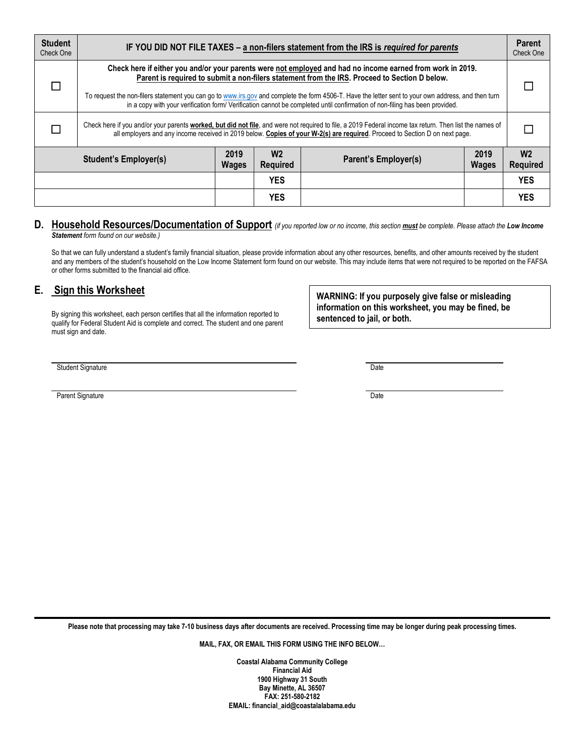| Student Check One | IF YOU DID NOT FILE TAXES – a non-filers statement from the IRS is *required for parents* | | | | | Parent Check One |
|---|---|---|---|---|---|---|
| ☐ | **Check here if either you and/or your parents were not employed and had no income earned from work in 2019. Parent is required to submit a non-filers statement from the IRS. Proceed to Section D below.** To request the non-filers statement you can go to www.irs.gov and complete the form 4506-T. Have the letter sent to your own address, and then turn in a copy with your verification form/ Verification cannot be completed until confirmation of non-filing has been provided. | | | | | ☐ |
| ☐ | Check here if you and/or your parents **worked, but did not file**, and were not required to file, a 2019 Federal income tax return. Then list the names of all employers and any income received in 2019 below. **Copies of your W-2(s) are required**. Proceed to Section D on next page. | | | | | ☐ |
| **Student's Employer(s)** | **2019 Wages** | **W2 Required** | **Parent's Employer(s)** | **2019 Wages** | **W2 Required** | |
| | | **YES** | | | **YES** | |
| | | **YES** | | | **YES** | |

## D. Household Resources/Documentation of Support

*(if you reported low or no income, this section **must** be complete. Please attach the **Low Income Statement** form found on our website.)*

So that we can fully understand a student's family financial situation, please provide information about any other resources, benefits, and other amounts received by the student and any members of the student's household on the Low Income Statement form found on our website. This may include items that were not required to be reported on the FAFSA or other forms submitted to the financial aid office.

## E. Sign this Worksheet

By signing this worksheet, each person certifies that all the information reported to qualify for Federal Student Aid is complete and correct. The student and one parent must sign and date.

**WARNING: If you purposely give false or misleading information on this worksheet, you may be fined, be sentenced to jail, or both.**

Student Signature ______________________ Date ____________

Parent Signature ______________________ Date ____________

**Please note that processing may take 7-10 business days after documents are received. Processing time may be longer during peak processing times.**

**MAIL, FAX, OR EMAIL THIS FORM USING THE INFO BELOW…**

**Coastal Alabama Community College**
**Financial Aid**
**1900 Highway 31 South**
**Bay Minette, AL 36507**
**FAX: 251-580-2182**
**EMAIL: financial_aid@coastalalabama.edu**